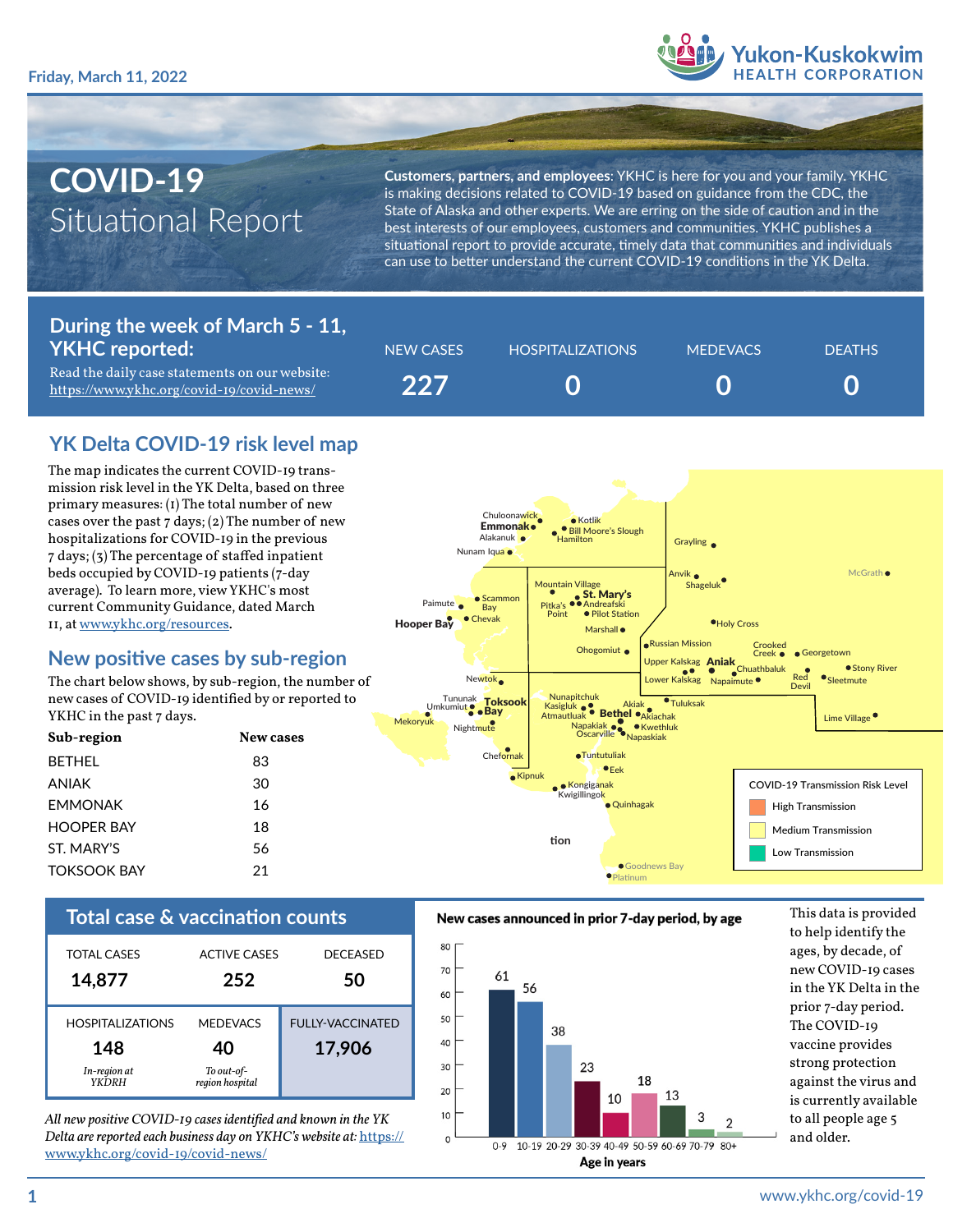Friday, March 11, 2022

Yukon-Kuskokwim HEALTH CORPORATION

# COVID-19 Situational Report

**Customers, partners, and employees**: YKHC is here for you and your family. YKHC is making decisions related to COVID-19 based on guidance from the CDC, the State of Alaska and other experts. We are erring on the side of caution and in the best interests of our employees, customers and communities. YKHC publishes a situational report to provide accurate, timely data that communities and individuals can use to better understand the current COVID-19 conditions in the YK Delta.

## During the week of March 5 - 11, YKHC reported:

Read the daily case statements on our website: https://www.ykhc.org/covid-19/covid-news/

| NEW CASES | HOSPITALIZATIONS | MEDEVACS | DEATHS |
|---|---|---|---|
| 227 | 0 | 0 | 0 |

## YK Delta COVID-19 risk level map

The map indicates the current COVID-19 transmission risk level in the YK Delta, based on three primary measures: (1) The total number of new cases over the past 7 days; (2) The number of new hospitalizations for COVID-19 in the previous 7 days; (3) The percentage of staffed inpatient beds occupied by COVID-19 patients (7-day average). To learn more, view YKHC's most current Community Guidance, dated March 11, at www.ykhc.org/resources.

COVID-19 Transmission Risk Level: High Transmission; Medium Transmission; Low Transmission

## New positive cases by sub-region

The chart below shows, by sub-region, the number of new cases of COVID-19 identified by or reported to YKHC in the past 7 days.

| Sub-region | New cases |
|---|---|
| BETHEL | 83 |
| ANIAK | 30 |
| EMMONAK | 16 |
| HOOPER BAY | 18 |
| ST. MARY'S | 56 |
| TOKSOOK BAY | 21 |

## Total case & vaccination counts

| TOTAL CASES | ACTIVE CASES | DECEASED |
|---|---|---|
| 14,877 | 252 | 50 |

| HOSPITALIZATIONS | MEDEVACS | FULLY-VACCINATED |
|---|---|---|
| 148 | 40 | 17,906 |
| *In-region at YKDRH* | *To out-of-region hospital* | |

*All new positive COVID-19 cases identified and known in the YK Delta are reported each business day on YKHC's website at:* https://www.ykhc.org/covid-19/covid-news/

### New cases announced in prior 7-day period, by age

| Age in years | New cases |
|---|---|
| 0-9 | 61 |
| 10-19 | 56 |
| 20-29 | 38 |
| 30-39 | 23 |
| 40-49 | 10 |
| 50-59 | 18 |
| 60-69 | 13 |
| 70-79 | 3 |
| 80+ | 2 |

This data is provided to help identify the ages, by decade, of new COVID-19 cases in the YK Delta in the prior 7-day period. The COVID-19 vaccine provides strong protection against the virus and is currently available to all people age 5 and older.

www.ykhc.org/covid-19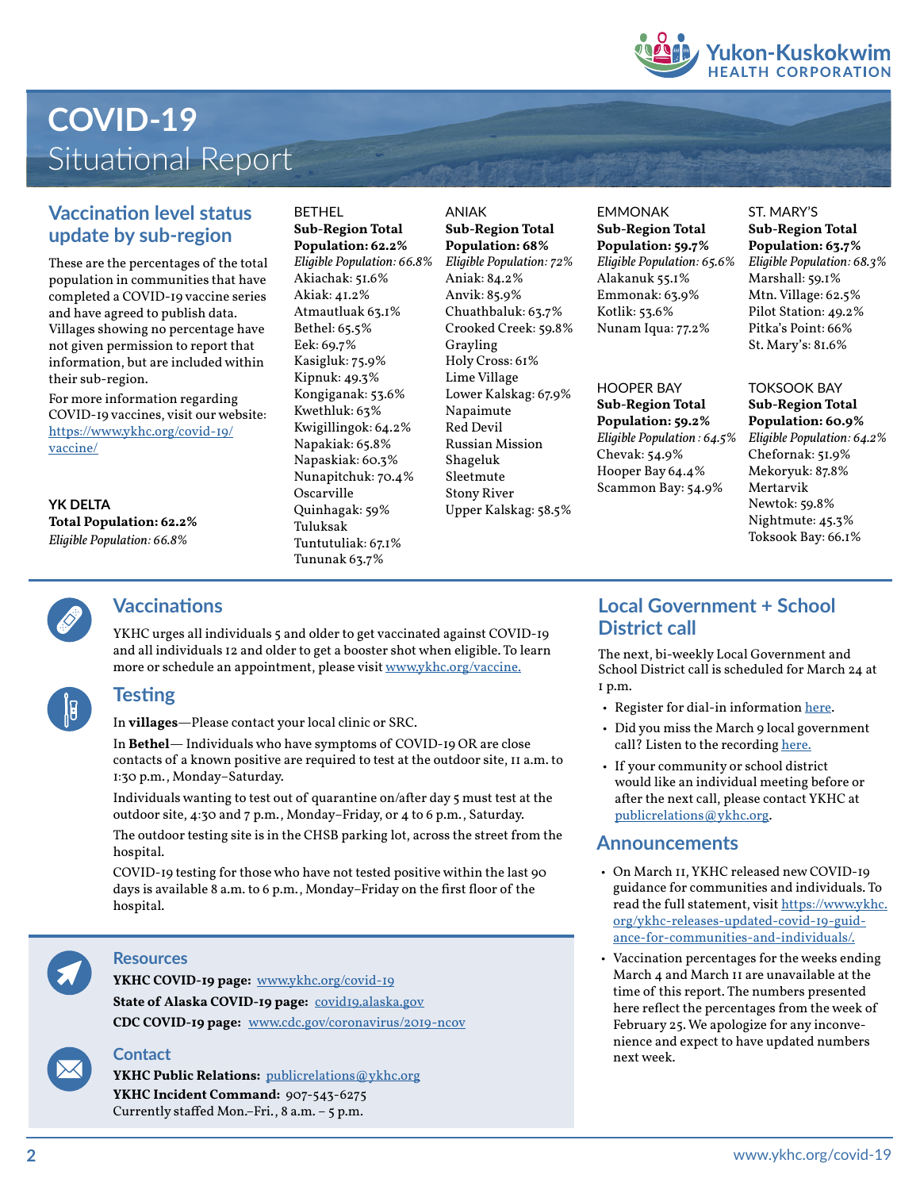# COVID-19
Situational Report

## Vaccination level status update by sub-region

These are the percentages of the total population in communities that have completed a COVID-19 vaccine series and have agreed to publish data. Villages showing no percentage have not given permission to report that information, but are included within their sub-region.

For more information regarding COVID-19 vaccines, visit our website: https://www.ykhc.org/covid-19/vaccine/

**YK DELTA**
**Total Population: 62.2%**
*Eligible Population: 66.8%*

BETHEL
**Sub-Region Total Population: 62.2%**
*Eligible Population: 66.8%*
Akiachak: 51.6%
Akiak: 41.2%
Atmautluak 63.1%
Bethel: 65.5%
Eek: 69.7%
Kasigluk: 75.9%
Kipnuk: 49.3%
Kongiganak: 53.6%
Kwethluk: 63%
Kwigillingok: 64.2%
Napakiak: 65.8%
Napaskiak: 60.3%
Nunapitchuk: 70.4%
Oscarville
Quinhagak: 59%
Tuluksak
Tuntutuliak: 67.1%
Tununak 63.7%

ANIAK
**Sub-Region Total Population: 68%**
*Eligible Population: 72%*
Aniak: 84.2%
Anvik: 85.9%
Chuathbaluk: 63.7%
Crooked Creek: 59.8%
Grayling
Holy Cross: 61%
Lime Village
Lower Kalskag: 67.9%
Napaimute
Red Devil
Russian Mission
Shageluk
Sleetmute
Stony River
Upper Kalskag: 58.5%

EMMONAK
**Sub-Region Total Population: 59.7%**
*Eligible Population: 65.6%*
Alakanuk 55.1%
Emmonak: 63.9%
Kotlik: 53.6%
Nunam Iqua: 77.2%

HOOPER BAY
**Sub-Region Total Population: 59.2%**
*Eligible Population : 64.5%*
Chevak: 54.9%
Hooper Bay 64.4%
Scammon Bay: 54.9%

ST. MARY'S
**Sub-Region Total Population: 63.7%**
*Eligible Population: 68.3%*
Marshall: 59.1%
Mtn. Village: 62.5%
Pilot Station: 49.2%
Pitka's Point: 66%
St. Mary's: 81.6%

TOKSOOK BAY
**Sub-Region Total Population: 60.9%**
*Eligible Population: 64.2%*
Chefornak: 51.9%
Mekoryuk: 87.8%
Mertarvik
Newtok: 59.8%
Nightmute: 45.3%
Toksook Bay: 66.1%

## Vaccinations

YKHC urges all individuals 5 and older to get vaccinated against COVID-19 and all individuals 12 and older to get a booster shot when eligible. To learn more or schedule an appointment, please visit www.ykhc.org/vaccine.

## Testing

In **villages**—Please contact your local clinic or SRC.

In **Bethel**— Individuals who have symptoms of COVID-19 OR are close contacts of a known positive are required to test at the outdoor site, 11 a.m. to 1:30 p.m., Monday–Saturday.

Individuals wanting to test out of quarantine on/after day 5 must test at the outdoor site, 4:30 and 7 p.m., Monday–Friday, or 4 to 6 p.m., Saturday.

The outdoor testing site is in the CHSB parking lot, across the street from the hospital.

COVID-19 testing for those who have not tested positive within the last 90 days is available 8 a.m. to 6 p.m., Monday–Friday on the first floor of the hospital.

## Resources

**YKHC COVID-19 page:** www.ykhc.org/covid-19
**State of Alaska COVID-19 page:** covid19.alaska.gov
**CDC COVID-19 page:** www.cdc.gov/coronavirus/2019-ncov

## Contact

**YKHC Public Relations:** publicrelations@ykhc.org
**YKHC Incident Command:** 907-543-6275
Currently staffed Mon.–Fri., 8 a.m. – 5 p.m.

## Local Government + School District call

The next, bi-weekly Local Government and School District call is scheduled for March 24 at 1 p.m.

- Register for dial-in information here.
- Did you miss the March 9 local government call? Listen to the recording here.
- If your community or school district would like an individual meeting before or after the next call, please contact YKHC at publicrelations@ykhc.org.

## Announcements

- On March 11, YKHC released new COVID-19 guidance for communities and individuals. To read the full statement, visit https://www.ykhc.org/ykhc-releases-updated-covid-19-guidance-for-communities-and-individuals/.
- Vaccination percentages for the weeks ending March 4 and March 11 are unavailable at the time of this report. The numbers presented here reflect the percentages from the week of February 25. We apologize for any inconvenience and expect to have updated numbers next week.